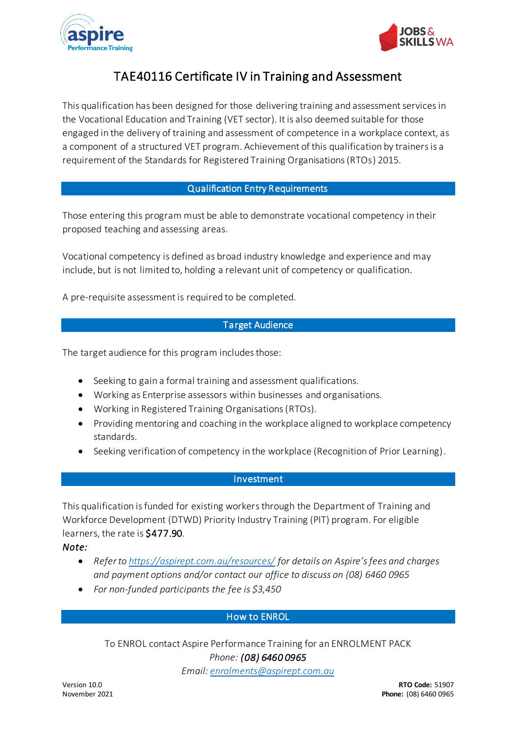# TAE40116 Certificate IV in Training and Assessment

This qualification has been designed for those delivering training and assessment services in the Vocational Education and Training (VET sector). It is also deemed suitable for those engaged in the delivery of training and assessment of competence in a workplace context, as a component of a structured VET program. Achievement of this qualification by trainers is a requirement of the Standards for Registered Training Organisations (RTOs) 2015.

## Qualification Entry Requirements

Those entering this program must be able to demonstrate vocational competency in their proposed teaching and assessing areas.

Vocational competency is defined as broad industry knowledge and experience and may include, but is not limited to, holding a relevant unit of competency or qualification.

A pre-requisite assessment is required to be completed.

## Target Audience

The target audience for this program includes those:

- Seeking to gain a formal training and assessment qualifications.
- Working as Enterprise assessors within businesses and organisations.
- Working in Registered Training Organisations (RTOs).
- Providing mentoring and coaching in the workplace aligned to workplace competency standards.
- Seeking verification of competency in the workplace (Recognition of Prior Learning).

## Investment

This qualification is funded for existing workers through the Department of Training and Workforce Development (DTWD) Priority Industry Training (PIT) program. For eligible learners, the rate is $477.90.

*Note:*

- *Refer to [https://aspirept.com.au/resources/](https://aspirept.com.au/resources/) for details on Aspire's fees and charges and payment options and/or contact our office to discuss on (08) 6460 0965*
- *For non-funded participants the fee is $3,450*

## How to ENROL

To ENROL contact Aspire Performance Training for an ENROLMENT PACK

*Phone:* ***(08) 6460 0965***

*Email: [enrolments@aspirept.com.au](mailto:enrolments@aspirept.com.au)*

Version 10.0
November 2021

**RTO Code:** 51907
**Phone:** (08) 6460 0965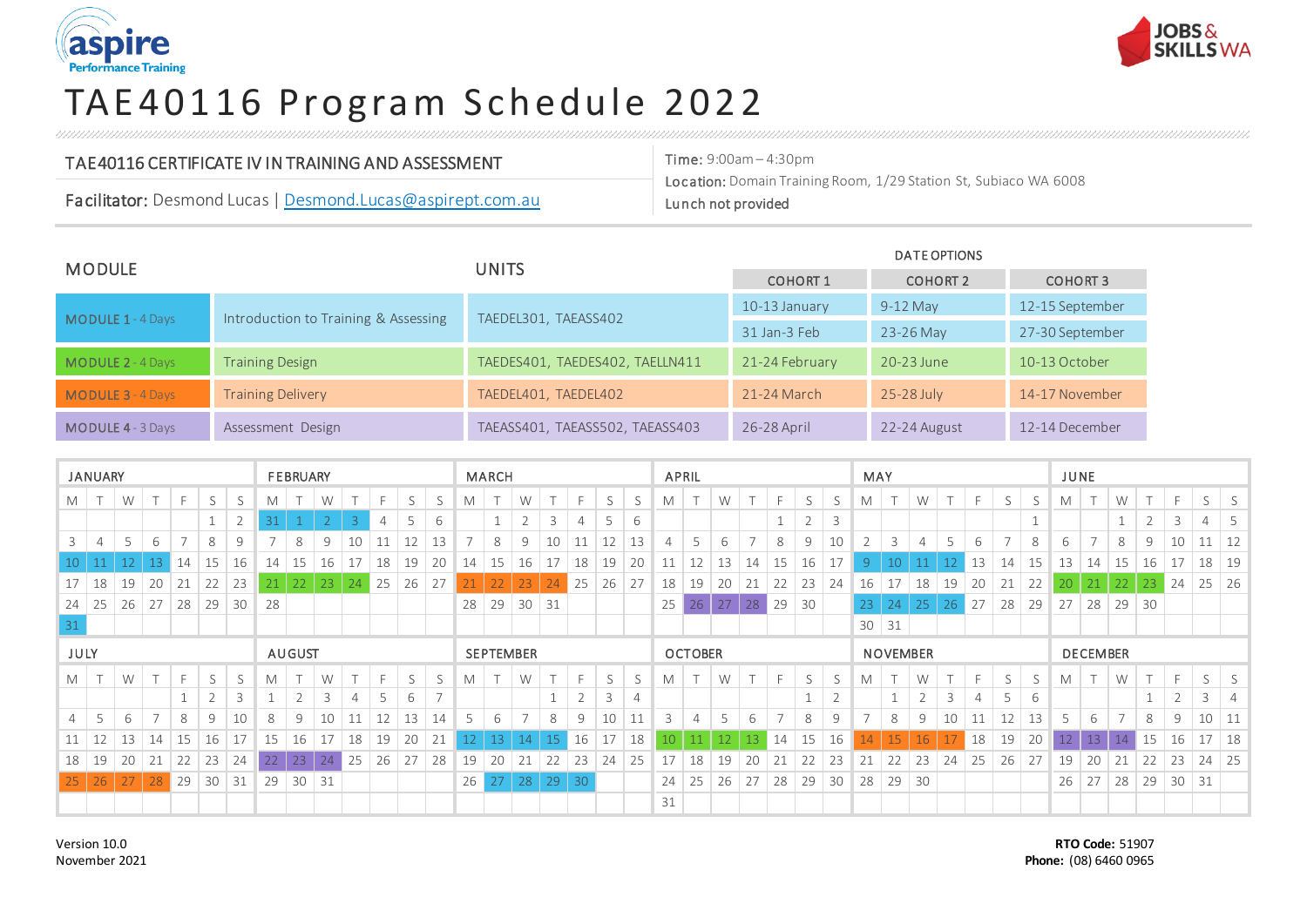# TAE40116 Program Schedule 2022

**TAE40116 CERTIFICATE IV IN TRAINING AND ASSESSMENT**

**Facilitator:** Desmond Lucas | Desmond.Lucas@aspirept.com.au

**Time:** 9:00am – 4:30pm
**Location:** Domain Training Room, 1/29 Station St, Subiaco WA 6008
**Lunch not provided**

| MODULE | | UNITS | DATE OPTIONS | | |
|---|---|---|---|---|---|
| | | | COHORT 1 | COHORT 2 | COHORT 3 |
| MODULE 1 - 4 Days | Introduction to Training & Assessing | TAEDEL301, TAEASS402 | 10-13 January | 9-12 May | 12-15 September |
| | | | 31 Jan-3 Feb | 23-26 May | 27-30 September |
| MODULE 2 - 4 Days | Training Design | TAEDES401, TAEDES402, TAELLN411 | 21-24 February | 20-23 June | 10-13 October |
| MODULE 3 - 4 Days | Training Delivery | TAEDEL401, TAEDEL402 | 21-24 March | 25-28 July | 14-17 November |
| MODULE 4 - 3 Days | Assessment Design | TAEASS401, TAEASS502, TAEASS403 | 26-28 April | 22-24 August | 12-14 December |

**JANUARY**

| M | T | W | T | F | S | S |
|---|---|---|---|---|---|---|
| | | | | | 1 | 2 |
| 3 | 4 | 5 | 6 | 7 | 8 | 9 |
| 10 | 11 | 12 | 13 | 14 | 15 | 16 |
| 17 | 18 | 19 | 20 | 21 | 22 | 23 |
| 24 | 25 | 26 | 27 | 28 | 29 | 30 |
| 31 | | | | | | |

**FEBRUARY**

| M | T | W | T | F | S | S |
|---|---|---|---|---|---|---|
| 31 | 1 | 2 | 3 | 4 | 5 | 6 |
| 7 | 8 | 9 | 10 | 11 | 12 | 13 |
| 14 | 15 | 16 | 17 | 18 | 19 | 20 |
| 21 | 22 | 23 | 24 | 25 | 26 | 27 |
| 28 | | | | | | |

**MARCH**

| M | T | W | T | F | S | S |
|---|---|---|---|---|---|---|
| | 1 | 2 | 3 | 4 | 5 | 6 |
| 7 | 8 | 9 | 10 | 11 | 12 | 13 |
| 14 | 15 | 16 | 17 | 18 | 19 | 20 |
| 21 | 22 | 23 | 24 | 25 | 26 | 27 |
| 28 | 29 | 30 | 31 | | | |

**APRIL**

| M | T | W | T | F | S | S |
|---|---|---|---|---|---|---|
| | | | | 1 | 2 | 3 |
| 4 | 5 | 6 | 7 | 8 | 9 | 10 |
| 11 | 12 | 13 | 14 | 15 | 16 | 17 |
| 18 | 19 | 20 | 21 | 22 | 23 | 24 |
| 25 | 26 | 27 | 28 | 29 | 30 | |

**MAY**

| M | T | W | T | F | S | S |
|---|---|---|---|---|---|---|
| | | | | | | 1 |
| 2 | 3 | 4 | 5 | 6 | 7 | 8 |
| 9 | 10 | 11 | 12 | 13 | 14 | 15 |
| 16 | 17 | 18 | 19 | 20 | 21 | 22 |
| 23 | 24 | 25 | 26 | 27 | 28 | 29 |
| 30 | 31 | | | | | |

**JUNE**

| M | T | W | T | F | S | S |
|---|---|---|---|---|---|---|
| | | 1 | 2 | 3 | 4 | 5 |
| 6 | 7 | 8 | 9 | 10 | 11 | 12 |
| 13 | 14 | 15 | 16 | 17 | 18 | 19 |
| 20 | 21 | 22 | 23 | 24 | 25 | 26 |
| 27 | 28 | 29 | 30 | | | |

**JULY**

| M | T | W | T | F | S | S |
|---|---|---|---|---|---|---|
| | | | | 1 | 2 | 3 |
| 4 | 5 | 6 | 7 | 8 | 9 | 10 |
| 11 | 12 | 13 | 14 | 15 | 16 | 17 |
| 18 | 19 | 20 | 21 | 22 | 23 | 24 |
| 25 | 26 | 27 | 28 | 29 | 30 | 31 |

**AUGUST**

| M | T | W | T | F | S | S |
|---|---|---|---|---|---|---|
| 1 | 2 | 3 | 4 | 5 | 6 | 7 |
| 8 | 9 | 10 | 11 | 12 | 13 | 14 |
| 15 | 16 | 17 | 18 | 19 | 20 | 21 |
| 22 | 23 | 24 | 25 | 26 | 27 | 28 |
| 29 | 30 | 31 | | | | |

**SEPTEMBER**

| M | T | W | T | F | S | S |
|---|---|---|---|---|---|---|
| | | | 1 | 2 | 3 | 4 |
| 5 | 6 | 7 | 8 | 9 | 10 | 11 |
| 12 | 13 | 14 | 15 | 16 | 17 | 18 |
| 19 | 20 | 21 | 22 | 23 | 24 | 25 |
| 26 | 27 | 28 | 29 | 30 | | |

**OCTOBER**

| M | T | W | T | F | S | S |
|---|---|---|---|---|---|---|
| | | | | | 1 | 2 |
| 3 | 4 | 5 | 6 | 7 | 8 | 9 |
| 10 | 11 | 12 | 13 | 14 | 15 | 16 |
| 17 | 18 | 19 | 20 | 21 | 22 | 23 |
| 24 | 25 | 26 | 27 | 28 | 29 | 30 |
| 31 | | | | | | |

**NOVEMBER**

| M | T | W | T | F | S | S |
|---|---|---|---|---|---|---|
| | 1 | 2 | 3 | 4 | 5 | 6 |
| 7 | 8 | 9 | 10 | 11 | 12 | 13 |
| 14 | 15 | 16 | 17 | 18 | 19 | 20 |
| 21 | 22 | 23 | 24 | 25 | 26 | 27 |
| 28 | 29 | 30 | | | | |

**DECEMBER**

| M | T | W | T | F | S | S |
|---|---|---|---|---|---|---|
| | | | 1 | 2 | 3 | 4 |
| 5 | 6 | 7 | 8 | 9 | 10 | 11 |
| 12 | 13 | 14 | 15 | 16 | 17 | 18 |
| 19 | 20 | 21 | 22 | 23 | 24 | 25 |
| 26 | 27 | 28 | 29 | 30 | 31 | |

Version 10.0
November 2021

**RTO Code:** 51907
**Phone:** (08) 6460 0965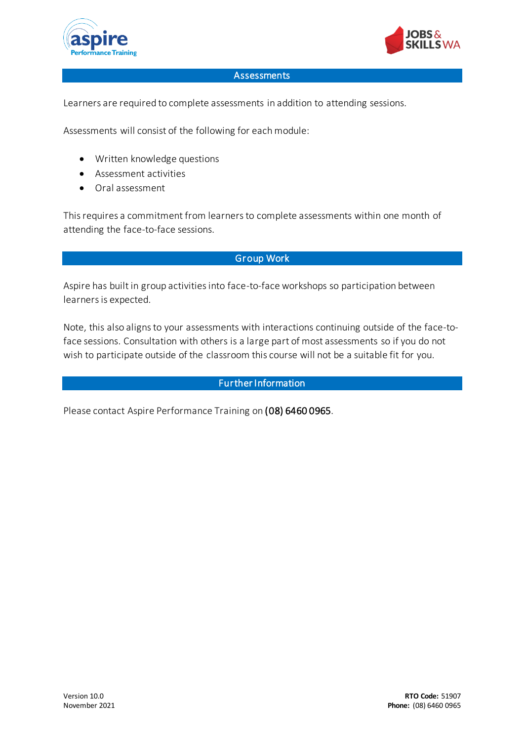## Assessments

Learners are required to complete assessments in addition to attending sessions.

Assessments will consist of the following for each module:

- Written knowledge questions
- Assessment activities
- Oral assessment

This requires a commitment from learners to complete assessments within one month of attending the face-to-face sessions.

## Group Work

Aspire has built in group activities into face-to-face workshops so participation between learners is expected.

Note, this also aligns to your assessments with interactions continuing outside of the face-to-face sessions. Consultation with others is a large part of most assessments so if you do not wish to participate outside of the classroom this course will not be a suitable fit for you.

## Further Information

Please contact Aspire Performance Training on (08) 6460 0965.